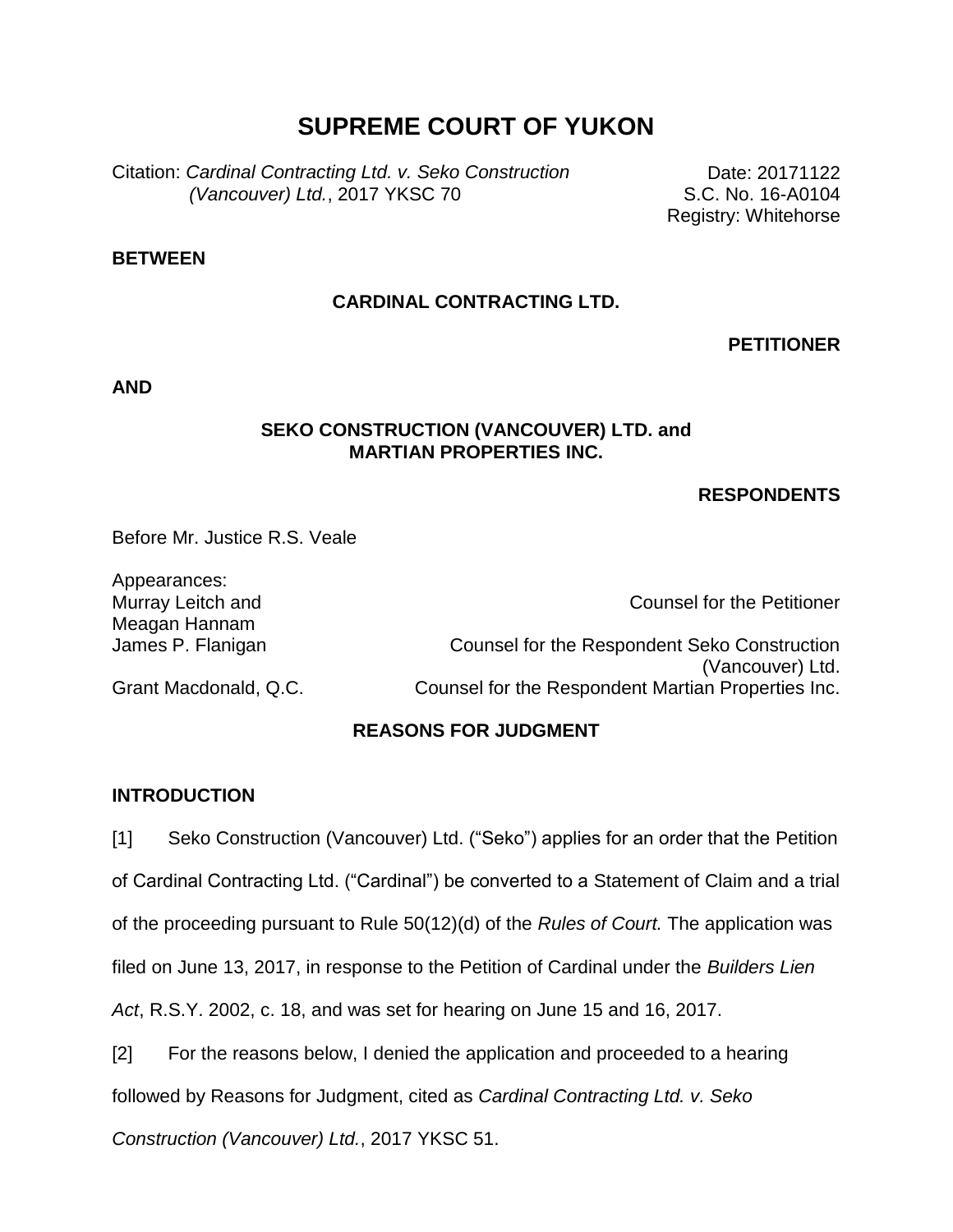# SUPREME COURT OF YUKON

Citation: *Cardinal Contracting Ltd. v. Seko Construction (Vancouver) Ltd.*, 2017 YKSC 70

Date: 20171122
S.C. No. 16-A0104
Registry: Whitehorse

**BETWEEN**

**CARDINAL CONTRACTING LTD.**

**PETITIONER**

**AND**

**SEKO CONSTRUCTION (VANCOUVER) LTD. and MARTIAN PROPERTIES INC.**

**RESPONDENTS**

Before Mr. Justice R.S. Veale

Appearances:

| | |
|---|---|
| Murray Leitch and Meagan Hannam | Counsel for the Petitioner |
| James P. Flanigan | Counsel for the Respondent Seko Construction (Vancouver) Ltd. |
| Grant Macdonald, Q.C. | Counsel for the Respondent Martian Properties Inc. |

## REASONS FOR JUDGMENT

### INTRODUCTION

[1] Seko Construction (Vancouver) Ltd. ("Seko") applies for an order that the Petition of Cardinal Contracting Ltd. ("Cardinal") be converted to a Statement of Claim and a trial of the proceeding pursuant to Rule 50(12)(d) of the *Rules of Court.* The application was filed on June 13, 2017, in response to the Petition of Cardinal under the *Builders Lien Act*, R.S.Y. 2002, c. 18, and was set for hearing on June 15 and 16, 2017.

[2] For the reasons below, I denied the application and proceeded to a hearing followed by Reasons for Judgment, cited as *Cardinal Contracting Ltd. v. Seko Construction (Vancouver) Ltd.*, 2017 YKSC 51.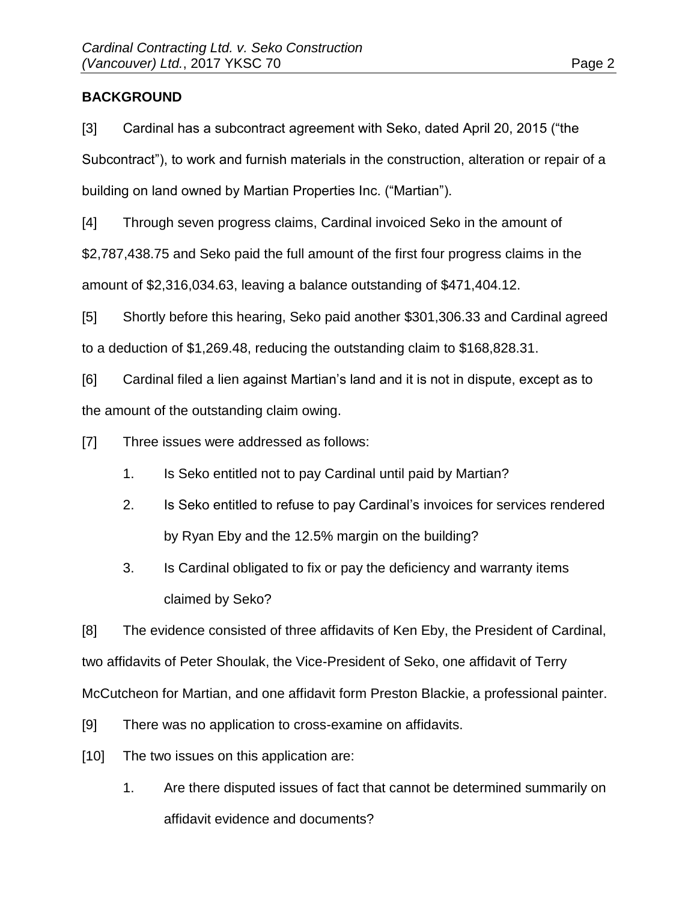## BACKGROUND

[3] Cardinal has a subcontract agreement with Seko, dated April 20, 2015 ("the Subcontract"), to work and furnish materials in the construction, alteration or repair of a building on land owned by Martian Properties Inc. ("Martian").

[4] Through seven progress claims, Cardinal invoiced Seko in the amount of $2,787,438.75 and Seko paid the full amount of the first four progress claims in the amount of $2,316,034.63, leaving a balance outstanding of $471,404.12.

[5] Shortly before this hearing, Seko paid another $301,306.33 and Cardinal agreed to a deduction of $1,269.48, reducing the outstanding claim to $168,828.31.

[6] Cardinal filed a lien against Martian's land and it is not in dispute, except as to the amount of the outstanding claim owing.

[7] Three issues were addressed as follows:

1. Is Seko entitled not to pay Cardinal until paid by Martian?
2. Is Seko entitled to refuse to pay Cardinal's invoices for services rendered by Ryan Eby and the 12.5% margin on the building?
3. Is Cardinal obligated to fix or pay the deficiency and warranty items claimed by Seko?

[8] The evidence consisted of three affidavits of Ken Eby, the President of Cardinal, two affidavits of Peter Shoulak, the Vice-President of Seko, one affidavit of Terry McCutcheon for Martian, and one affidavit form Preston Blackie, a professional painter.

[9] There was no application to cross-examine on affidavits.

[10] The two issues on this application are:

1. Are there disputed issues of fact that cannot be determined summarily on affidavit evidence and documents?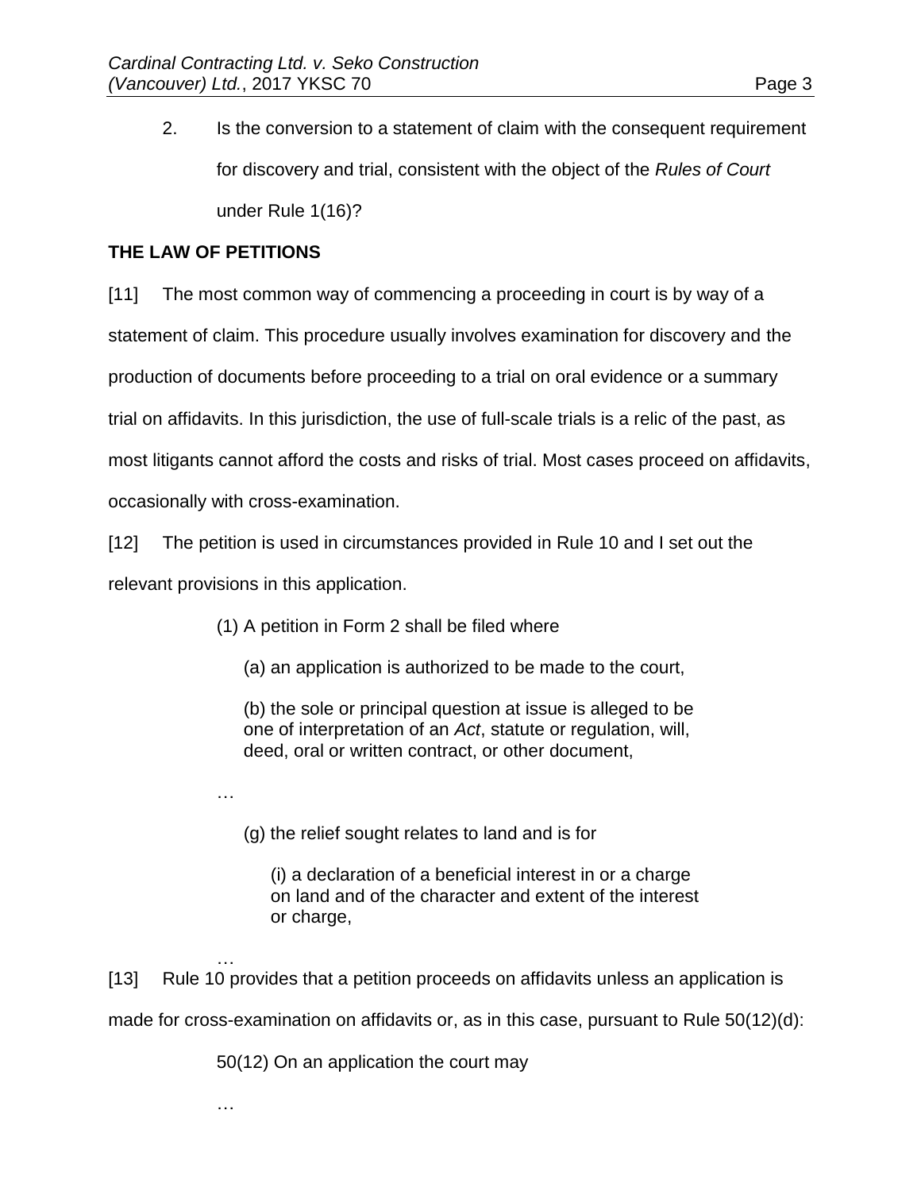2. Is the conversion to a statement of claim with the consequent requirement for discovery and trial, consistent with the object of the *Rules of Court* under Rule 1(16)?

## THE LAW OF PETITIONS

[11] The most common way of commencing a proceeding in court is by way of a statement of claim. This procedure usually involves examination for discovery and the production of documents before proceeding to a trial on oral evidence or a summary trial on affidavits. In this jurisdiction, the use of full-scale trials is a relic of the past, as most litigants cannot afford the costs and risks of trial. Most cases proceed on affidavits, occasionally with cross-examination.

[12] The petition is used in circumstances provided in Rule 10 and I set out the relevant provisions in this application.

> (1) A petition in Form 2 shall be filed where
>
> (a) an application is authorized to be made to the court,
>
> (b) the sole or principal question at issue is alleged to be one of interpretation of an *Act*, statute or regulation, will, deed, oral or written contract, or other document,
>
> …
>
> (g) the relief sought relates to land and is for
>
> (i) a declaration of a beneficial interest in or a charge on land and of the character and extent of the interest or charge,
>
> …

[13] Rule 10 provides that a petition proceeds on affidavits unless an application is made for cross-examination on affidavits or, as in this case, pursuant to Rule 50(12)(d):

> 50(12) On an application the court may
>
> …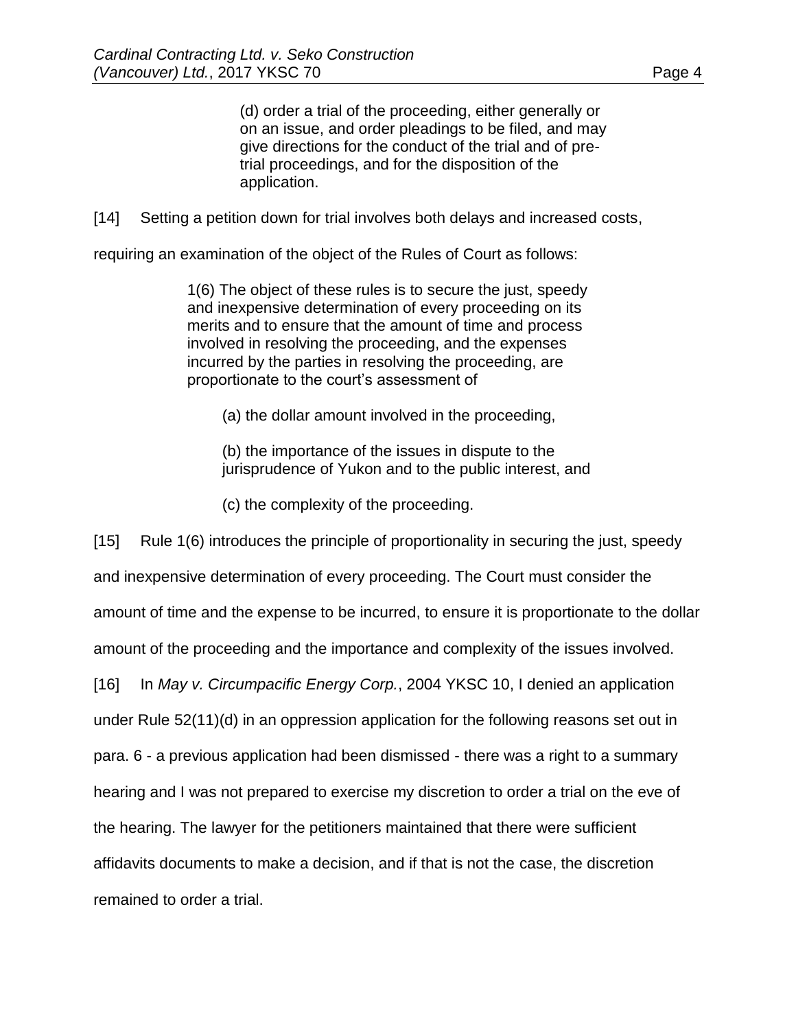> (d) order a trial of the proceeding, either generally or on an issue, and order pleadings to be filed, and may give directions for the conduct of the trial and of pre-trial proceedings, and for the disposition of the application.

[14] Setting a petition down for trial involves both delays and increased costs, requiring an examination of the object of the Rules of Court as follows:

> 1(6) The object of these rules is to secure the just, speedy and inexpensive determination of every proceeding on its merits and to ensure that the amount of time and process involved in resolving the proceeding, and the expenses incurred by the parties in resolving the proceeding, are proportionate to the court's assessment of
>
> > (a) the dollar amount involved in the proceeding,
> >
> > (b) the importance of the issues in dispute to the jurisprudence of Yukon and to the public interest, and
> >
> > (c) the complexity of the proceeding.

[15] Rule 1(6) introduces the principle of proportionality in securing the just, speedy and inexpensive determination of every proceeding. The Court must consider the amount of time and the expense to be incurred, to ensure it is proportionate to the dollar amount of the proceeding and the importance and complexity of the issues involved.

[16] In *May v. Circumpacific Energy Corp.*, 2004 YKSC 10, I denied an application under Rule 52(11)(d) in an oppression application for the following reasons set out in para. 6 - a previous application had been dismissed - there was a right to a summary hearing and I was not prepared to exercise my discretion to order a trial on the eve of the hearing. The lawyer for the petitioners maintained that there were sufficient affidavits documents to make a decision, and if that is not the case, the discretion remained to order a trial.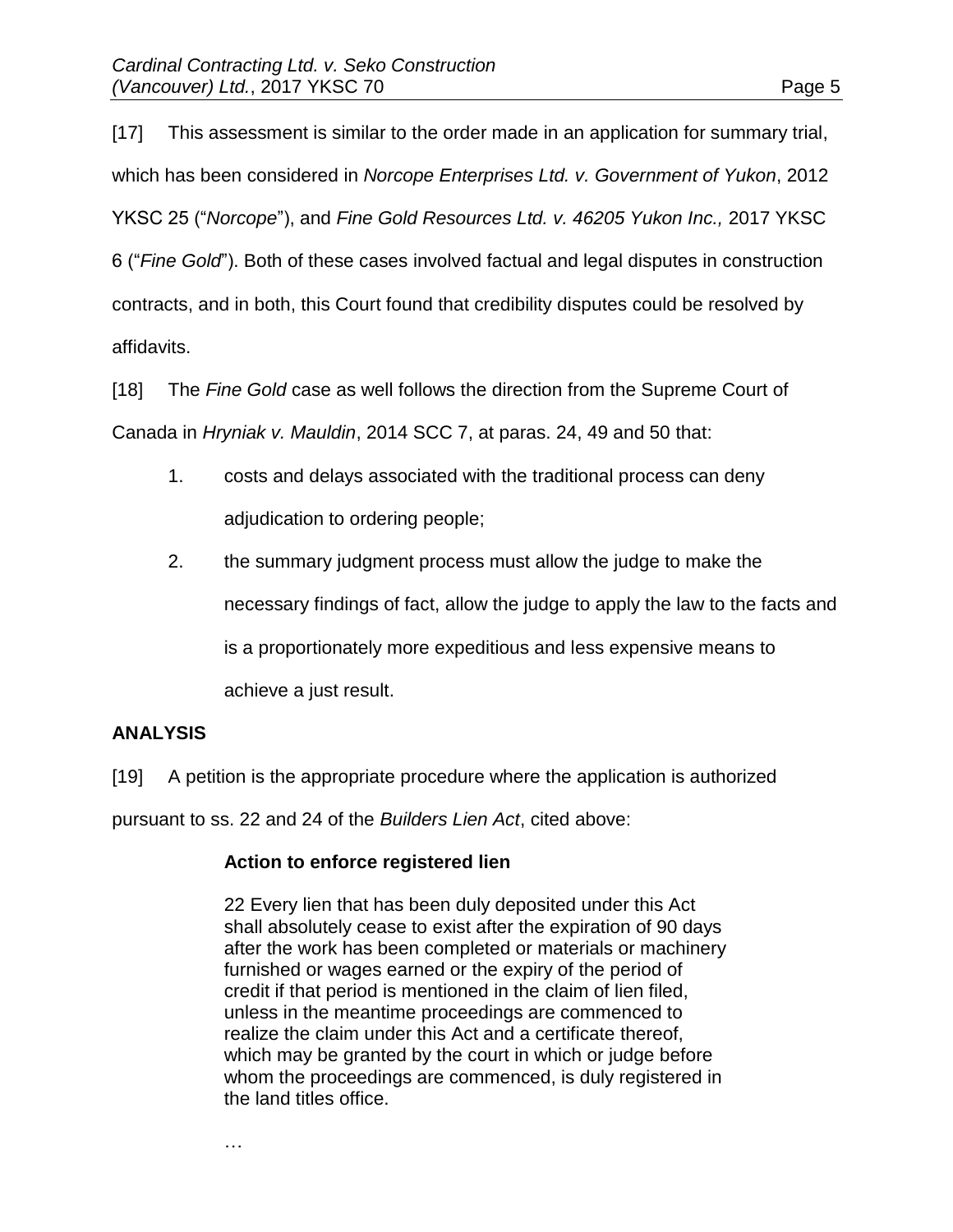[17] This assessment is similar to the order made in an application for summary trial, which has been considered in *Norcope Enterprises Ltd. v. Government of Yukon*, 2012 YKSC 25 ("*Norcope*"), and *Fine Gold Resources Ltd. v. 46205 Yukon Inc.,* 2017 YKSC 6 ("*Fine Gold*"). Both of these cases involved factual and legal disputes in construction contracts, and in both, this Court found that credibility disputes could be resolved by affidavits.

[18] The *Fine Gold* case as well follows the direction from the Supreme Court of Canada in *Hryniak v. Mauldin*, 2014 SCC 7, at paras. 24, 49 and 50 that:

1. costs and delays associated with the traditional process can deny adjudication to ordering people;
2. the summary judgment process must allow the judge to make the necessary findings of fact, allow the judge to apply the law to the facts and is a proportionately more expeditious and less expensive means to achieve a just result.

## ANALYSIS

[19] A petition is the appropriate procedure where the application is authorized pursuant to ss. 22 and 24 of the *Builders Lien Act*, cited above:

> **Action to enforce registered lien**
>
> 22 Every lien that has been duly deposited under this Act shall absolutely cease to exist after the expiration of 90 days after the work has been completed or materials or machinery furnished or wages earned or the expiry of the period of credit if that period is mentioned in the claim of lien filed, unless in the meantime proceedings are commenced to realize the claim under this Act and a certificate thereof, which may be granted by the court in which or judge before whom the proceedings are commenced, is duly registered in the land titles office.
>
> …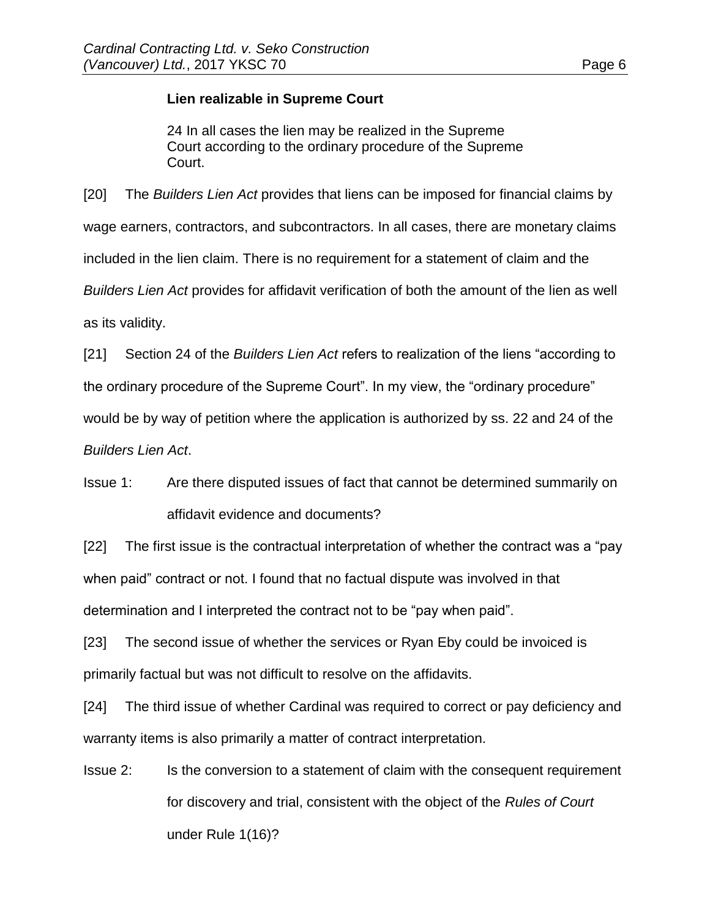**Lien realizable in Supreme Court**

> 24 In all cases the lien may be realized in the Supreme Court according to the ordinary procedure of the Supreme Court.

[20] The *Builders Lien Act* provides that liens can be imposed for financial claims by wage earners, contractors, and subcontractors. In all cases, there are monetary claims included in the lien claim. There is no requirement for a statement of claim and the *Builders Lien Act* provides for affidavit verification of both the amount of the lien as well as its validity.

[21] Section 24 of the *Builders Lien Act* refers to realization of the liens "according to the ordinary procedure of the Supreme Court". In my view, the "ordinary procedure" would be by way of petition where the application is authorized by ss. 22 and 24 of the *Builders Lien Act*.

Issue 1: Are there disputed issues of fact that cannot be determined summarily on affidavit evidence and documents?

[22] The first issue is the contractual interpretation of whether the contract was a "pay when paid" contract or not. I found that no factual dispute was involved in that determination and I interpreted the contract not to be "pay when paid".

[23] The second issue of whether the services or Ryan Eby could be invoiced is primarily factual but was not difficult to resolve on the affidavits.

[24] The third issue of whether Cardinal was required to correct or pay deficiency and warranty items is also primarily a matter of contract interpretation.

Issue 2: Is the conversion to a statement of claim with the consequent requirement for discovery and trial, consistent with the object of the *Rules of Court* under Rule 1(16)?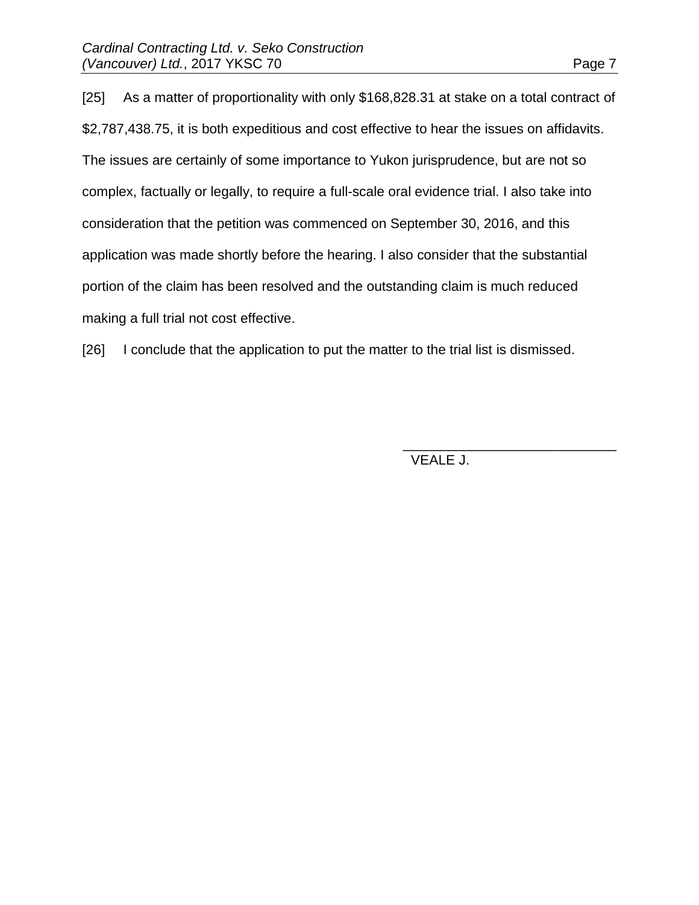[25] As a matter of proportionality with only $168,828.31 at stake on a total contract of $2,787,438.75, it is both expeditious and cost effective to hear the issues on affidavits. The issues are certainly of some importance to Yukon jurisprudence, but are not so complex, factually or legally, to require a full-scale oral evidence trial. I also take into consideration that the petition was commenced on September 30, 2016, and this application was made shortly before the hearing. I also consider that the substantial portion of the claim has been resolved and the outstanding claim is much reduced making a full trial not cost effective.

[26] I conclude that the application to put the matter to the trial list is dismissed.

___________________________
VEALE J.